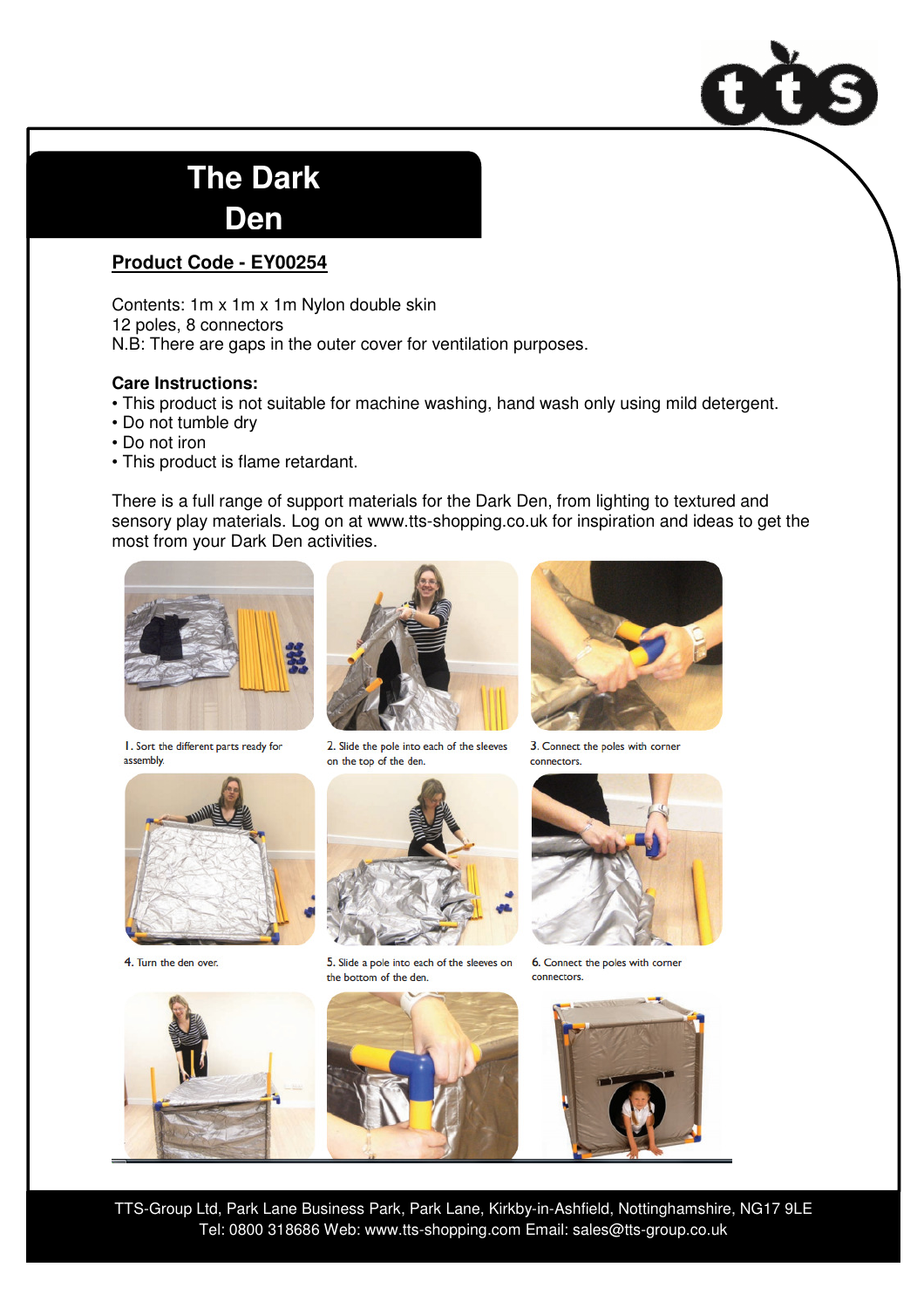# The Dark Den

**Product Code - EY00254**

Contents: 1m x 1m x 1m Nylon double skin
12 poles, 8 connectors
N.B: There are gaps in the outer cover for ventilation purposes.

**Care Instructions:**

- This product is not suitable for machine washing, hand wash only using mild detergent.
- Do not tumble dry
- Do not iron
- This product is flame retardant.

There is a full range of support materials for the Dark Den, from lighting to textured and sensory play materials. Log on at www.tts-shopping.co.uk for inspiration and ideas to get the most from your Dark Den activities.

1. Sort the different parts ready for assembly.

2. Slide the pole into each of the sleeves on the top of the den.

3. Connect the poles with corner connectors.

4. Turn the den over.

5. Slide a pole into each of the sleeves on the bottom of the den.

6. Connect the poles with corner connectors.

TTS-Group Ltd, Park Lane Business Park, Park Lane, Kirkby-in-Ashfield, Nottinghamshire, NG17 9LE
Tel: 0800 318686 Web: www.tts-shopping.com Email: sales@tts-group.co.uk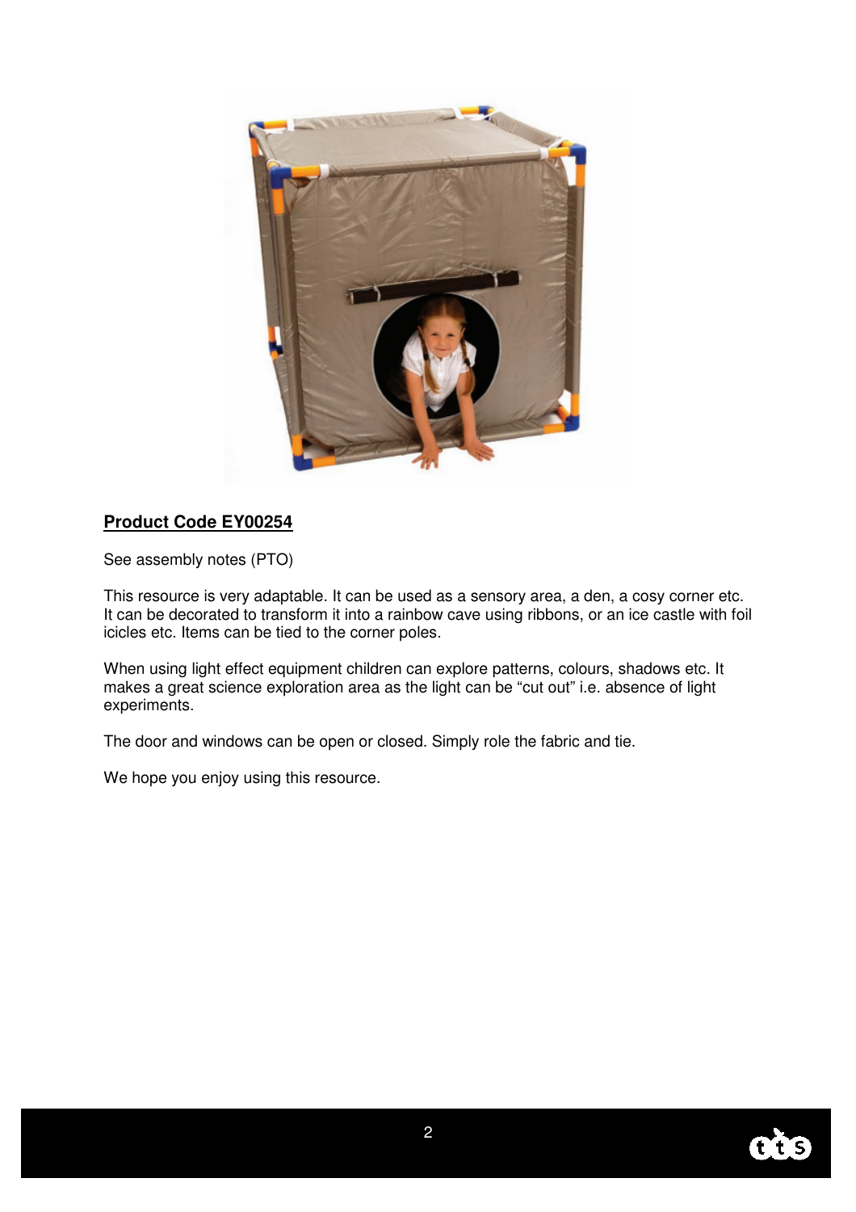**Product Code EY00254**

See assembly notes (PTO)

This resource is very adaptable. It can be used as a sensory area, a den, a cosy corner etc. It can be decorated to transform it into a rainbow cave using ribbons, or an ice castle with foil icicles etc. Items can be tied to the corner poles.

When using light effect equipment children can explore patterns, colours, shadows etc. It makes a great science exploration area as the light can be "cut out" i.e. absence of light experiments.

The door and windows can be open or closed. Simply role the fabric and tie.

We hope you enjoy using this resource.